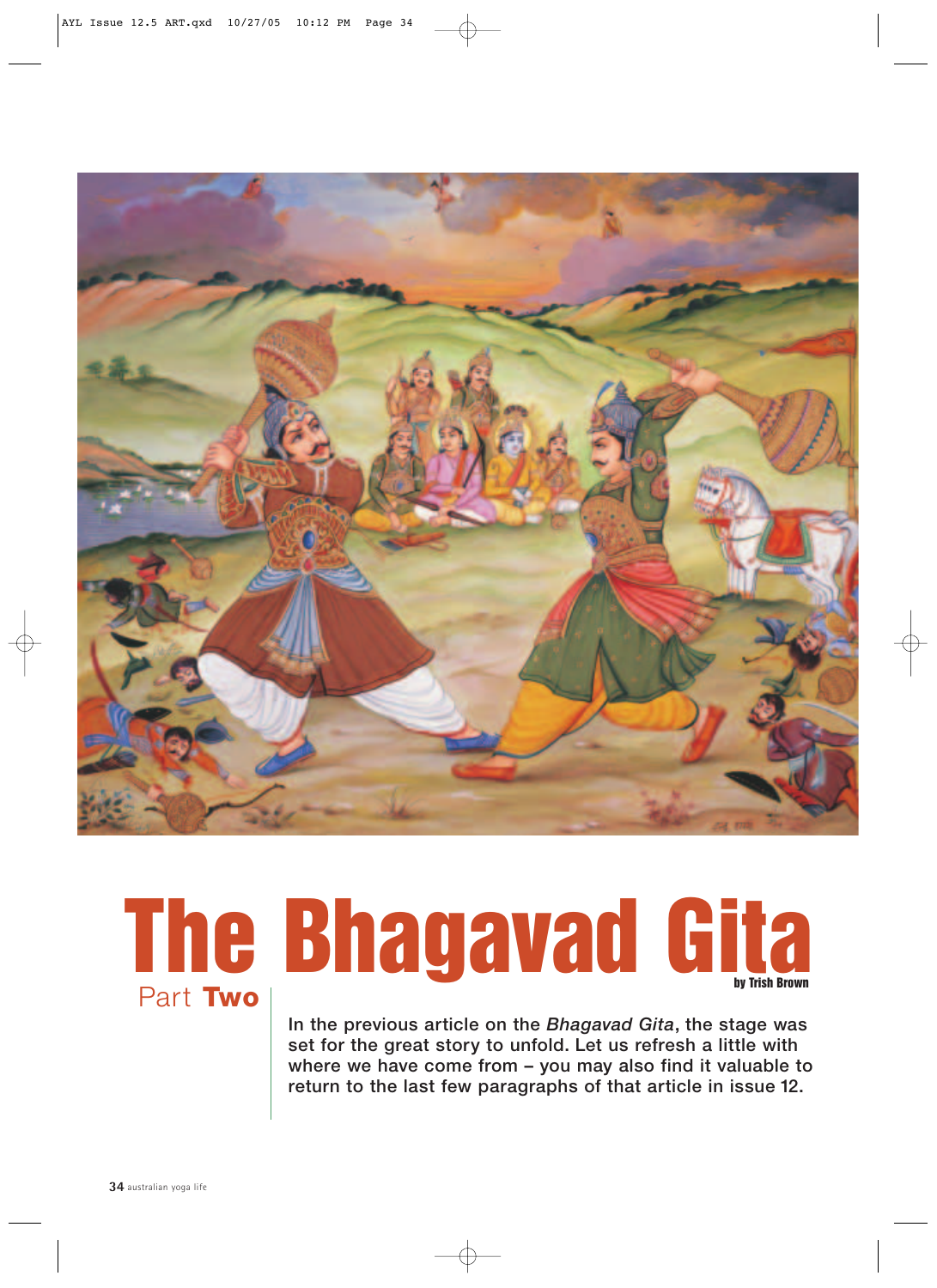# The Bhagavad Gita

## Part Two

by Trish Brown

In the previous article on the *Bhagavad Gita*, the stage was set for the great story to unfold. Let us refresh a little with where we have come from – you may also find it valuable to return to the last few paragraphs of that article in issue 12.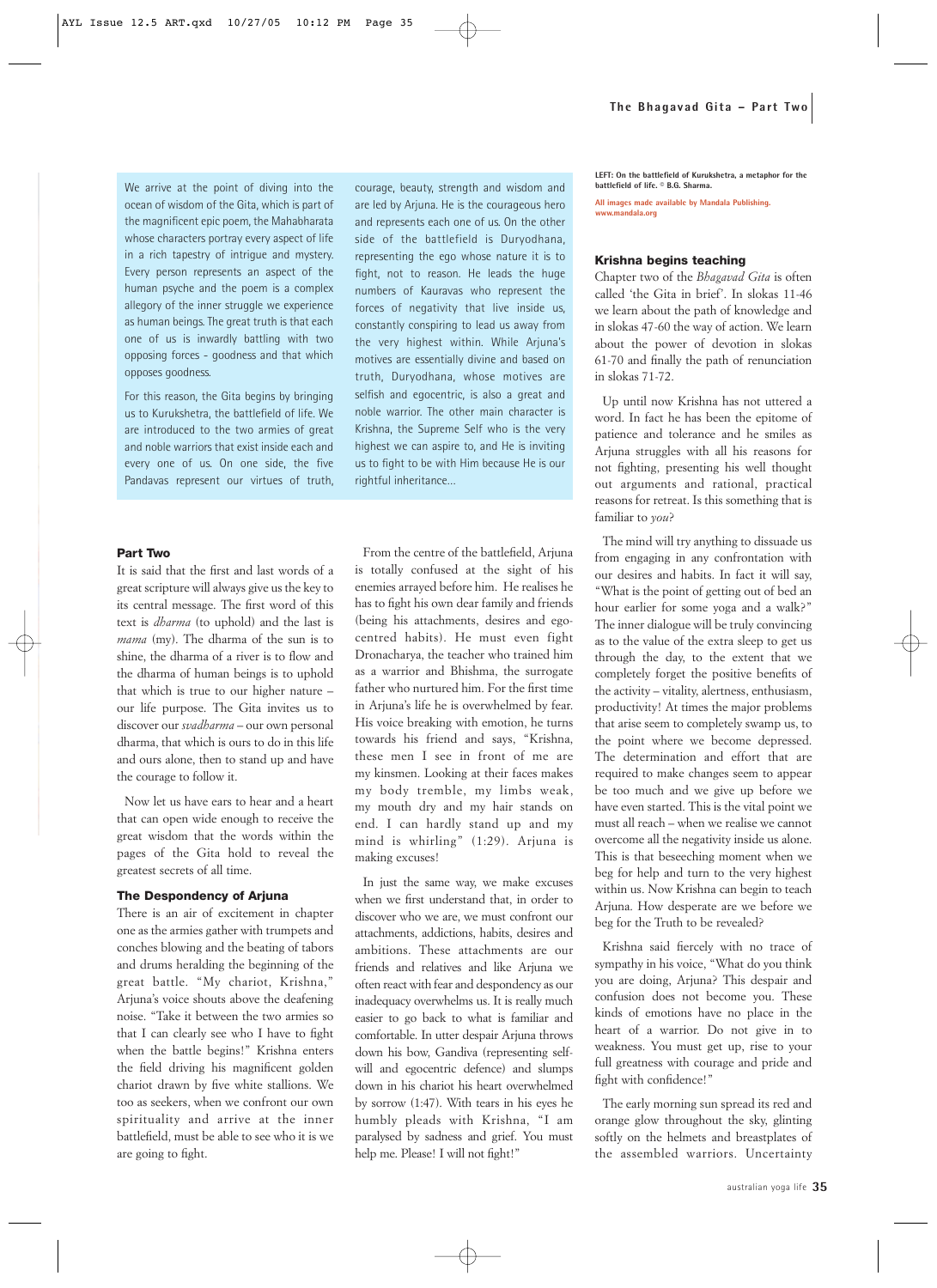We arrive at the point of diving into the ocean of wisdom of the Gita, which is part of the magnificent epic poem, the Mahabharata whose characters portray every aspect of life in a rich tapestry of intrigue and mystery. Every person represents an aspect of the human psyche and the poem is a complex allegory of the inner struggle we experience as human beings. The great truth is that each one of us is inwardly battling with two opposing forces - goodness and that which opposes goodness.

For this reason, the Gita begins by bringing us to Kurukshetra, the battlefield of life. We are introduced to the two armies of great and noble warriors that exist inside each and every one of us. On one side, the five Pandavas represent our virtues of truth, courage, beauty, strength and wisdom and are led by Arjuna. He is the courageous hero and represents each one of us. On the other side of the battlefield is Duryodhana, representing the ego whose nature it is to fight, not to reason. He leads the huge numbers of Kauravas who represent the forces of negativity that live inside us, constantly conspiring to lead us away from the very highest within. While Arjuna's motives are essentially divine and based on truth, Duryodhana, whose motives are selfish and egocentric, is also a great and noble warrior. The other main character is Krishna, the Supreme Self who is the very highest we can aspire to, and He is inviting us to fight to be with Him because He is our rightful inheritance...

LEFT: On the battlefield of Kurukshetra, a metaphor for the battlefield of life. © B.G. Sharma.

All images made available by Mandala Publishing. www.mandala.org

## Part Two

It is said that the first and last words of a great scripture will always give us the key to its central message. The first word of this text is *dharma* (to uphold) and the last is *mama* (my). The dharma of the sun is to shine, the dharma of a river is to flow and the dharma of human beings is to uphold that which is true to our higher nature – our life purpose. The Gita invites us to discover our *svadharma* – our own personal dharma, that which is ours to do in this life and ours alone, then to stand up and have the courage to follow it.

Now let us have ears to hear and a heart that can open wide enough to receive the great wisdom that the words within the pages of the Gita hold to reveal the greatest secrets of all time.

## The Despondency of Arjuna

There is an air of excitement in chapter one as the armies gather with trumpets and conches blowing and the beating of tabors and drums heralding the beginning of the great battle. "My chariot, Krishna," Arjuna's voice shouts above the deafening noise. "Take it between the two armies so that I can clearly see who I have to fight when the battle begins!" Krishna enters the field driving his magnificent golden chariot drawn by five white stallions. We too as seekers, when we confront our own spirituality and arrive at the inner battlefield, must be able to see who it is we are going to fight.

From the centre of the battlefield, Arjuna is totally confused at the sight of his enemies arrayed before him. He realises he has to fight his own dear family and friends (being his attachments, desires and ego-centred habits). He must even fight Dronacharya, the teacher who trained him as a warrior and Bhishma, the surrogate father who nurtured him. For the first time in Arjuna's life he is overwhelmed by fear. His voice breaking with emotion, he turns towards his friend and says, "Krishna, these men I see in front of me are my kinsmen. Looking at their faces makes my body tremble, my limbs weak, my mouth dry and my hair stands on end. I can hardly stand up and my mind is whirling" (1:29). Arjuna is making excuses!

In just the same way, we make excuses when we first understand that, in order to discover who we are, we must confront our attachments, addictions, habits, desires and ambitions. These attachments are our friends and relatives and like Arjuna we often react with fear and despondency as our inadequacy overwhelms us. It is really much easier to go back to what is familiar and comfortable. In utter despair Arjuna throws down his bow, Gandiva (representing self-will and egocentric defence) and slumps down in his chariot his heart overwhelmed by sorrow (1:47). With tears in his eyes he humbly pleads with Krishna, "I am paralysed by sadness and grief. You must help me. Please! I will not fight!"

## Krishna begins teaching

Chapter two of the *Bhagavad Gita* is often called 'the Gita in brief'. In slokas 11-46 we learn about the path of knowledge and in slokas 47-60 the way of action. We learn about the power of devotion in slokas 61-70 and finally the path of renunciation in slokas 71-72.

Up until now Krishna has not uttered a word. In fact he has been the epitome of patience and tolerance and he smiles as Arjuna struggles with all his reasons for not fighting, presenting his well thought out arguments and rational, practical reasons for retreat. Is this something that is familiar to *you*?

The mind will try anything to dissuade us from engaging in any confrontation with our desires and habits. In fact it will say, "What is the point of getting out of bed an hour earlier for some yoga and a walk?" The inner dialogue will be truly convincing as to the value of the extra sleep to get us through the day, to the extent that we completely forget the positive benefits of the activity – vitality, alertness, enthusiasm, productivity! At times the major problems that arise seem to completely swamp us, to the point where we become depressed. The determination and effort that are required to make changes seem to appear be too much and we give up before we have even started. This is the vital point we must all reach – when we realise we cannot overcome all the negativity inside us alone. This is that beseeching moment when we beg for help and turn to the very highest within us. Now Krishna can begin to teach Arjuna. How desperate are we before we beg for the Truth to be revealed?

Krishna said fiercely with no trace of sympathy in his voice, "What do you think you are doing, Arjuna? This despair and confusion does not become you. These kinds of emotions have no place in the heart of a warrior. Do not give in to weakness. You must get up, rise to your full greatness with courage and pride and fight with confidence!"

The early morning sun spread its red and orange glow throughout the sky, glinting softly on the helmets and breastplates of the assembled warriors. Uncertainty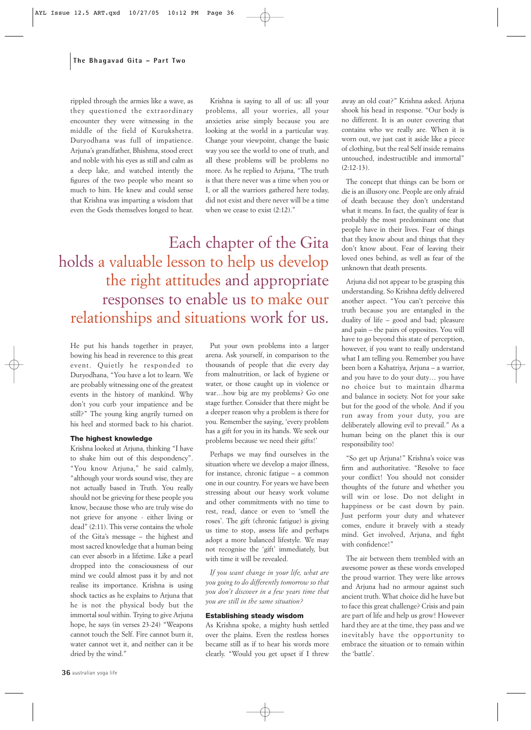rippled through the armies like a wave, as they questioned the extraordinary encounter they were witnessing in the middle of the field of Kurukshetra. Duryodhana was full of impatience. Arjuna's grandfather, Bhishma, stood erect and noble with his eyes as still and calm as a deep lake, and watched intently the figures of the two people who meant so much to him. He knew and could sense that Krishna was imparting a wisdom that even the Gods themselves longed to hear.

He put his hands together in prayer, bowing his head in reverence to this great event. Quietly he responded to Duryodhana, "You have a lot to learn. We are probably witnessing one of the greatest events in the history of mankind. Why don't you curb your impatience and be still?" The young king angrily turned on his heel and stormed back to his chariot.

### The highest knowledge

Krishna looked at Arjuna, thinking "I have to shake him out of this despondency". "You know Arjuna," he said calmly, "although your words sound wise, they are not actually based in Truth. You really should not be grieving for these people you know, because those who are truly wise do not grieve for anyone - either living or dead" (2:11). This verse contains the whole of the Gita's message – the highest and most sacred knowledge that a human being can ever absorb in a lifetime. Like a pearl dropped into the consciousness of our mind we could almost pass it by and not realise its importance. Krishna is using shock tactics as he explains to Arjuna that he is not the physical body but the immortal soul within. Trying to give Arjuna hope, he says (in verses 23-24) "Weapons cannot touch the Self. Fire cannot burn it, water cannot wet it, and neither can it be dried by the wind."

Krishna is saying to all of us: all your problems, all your worries, all your anxieties arise simply because you are looking at the world in a particular way. Change your viewpoint, change the basic way you see the world to one of truth, and all these problems will be problems no more. As he replied to Arjuna, "The truth is that there never was a time when you or I, or all the warriors gathered here today, did not exist and there never will be a time when we cease to exist (2:12)."

> Each chapter of the Gita holds a valuable lesson to help us develop the right attitudes and appropriate responses to enable us to make our relationships and situations work for us.

Put your own problems into a larger arena. Ask yourself, in comparison to the thousands of people that die every day from malnutrition, or lack of hygiene or water, or those caught up in violence or war…how big are my problems? Go one stage further. Consider that there might be a deeper reason why a problem is there for you. Remember the saying, 'every problem has a gift for you in its hands. We seek our problems because we need their gifts!'

Perhaps we may find ourselves in the situation where we develop a major illness, for instance, chronic fatigue – a common one in our country. For years we have been stressing about our heavy work volume and other commitments with no time to rest, read, dance or even to 'smell the roses'. The gift (chronic fatigue) is giving us time to stop, assess life and perhaps adopt a more balanced lifestyle. We may not recognise the 'gift' immediately, but with time it will be revealed.

*If you want change in your life, what are you going to do differently tomorrow so that you don't discover in a few years time that you are still in the same situation?*

### Establishing steady wisdom

As Krishna spoke, a mighty hush settled over the plains. Even the restless horses became still as if to hear his words more clearly. "Would you get upset if I threw away an old coat?" Krishna asked. Arjuna shook his head in response. "Our body is no different. It is an outer covering that contains who we really are. When it is worn out, we just cast it aside like a piece of clothing, but the real Self inside remains untouched, indestructible and immortal" (2:12-13).

The concept that things can be born or die is an illusory one. People are only afraid of death because they don't understand what it means. In fact, the quality of fear is probably the most predominant one that people have in their lives. Fear of things that they know about and things that they don't know about. Fear of leaving their loved ones behind, as well as fear of the unknown that death presents.

Arjuna did not appear to be grasping this understanding. So Krishna deftly delivered another aspect. "You can't perceive this truth because you are entangled in the duality of life – good and bad; pleasure and pain – the pairs of opposites. You will have to go beyond this state of perception, however, if you want to really understand what I am telling you. Remember you have been born a Kshatriya, Arjuna – a warrior, and you have to do your duty… you have no choice but to maintain dharma and balance in society. Not for your sake but for the good of the whole. And if you run away from your duty, you are deliberately allowing evil to prevail." As a human being on the planet this is our responsibility too!

"So get up Arjuna!" Krishna's voice was firm and authoritative. "Resolve to face your conflict! You should not consider thoughts of the future and whether you will win or lose. Do not delight in happiness or be cast down by pain. Just perform your duty and whatever comes, endure it bravely with a steady mind. Get involved, Arjuna, and fight with confidence!"

The air between them trembled with an awesome power as these words enveloped the proud warrior. They were like arrows and Arjuna had no armour against such ancient truth. What choice did he have but to face this great challenge? Crisis and pain are part of life and help us grow! However hard they are at the time, they pass and we inevitably have the opportunity to embrace the situation or to remain within the 'battle'.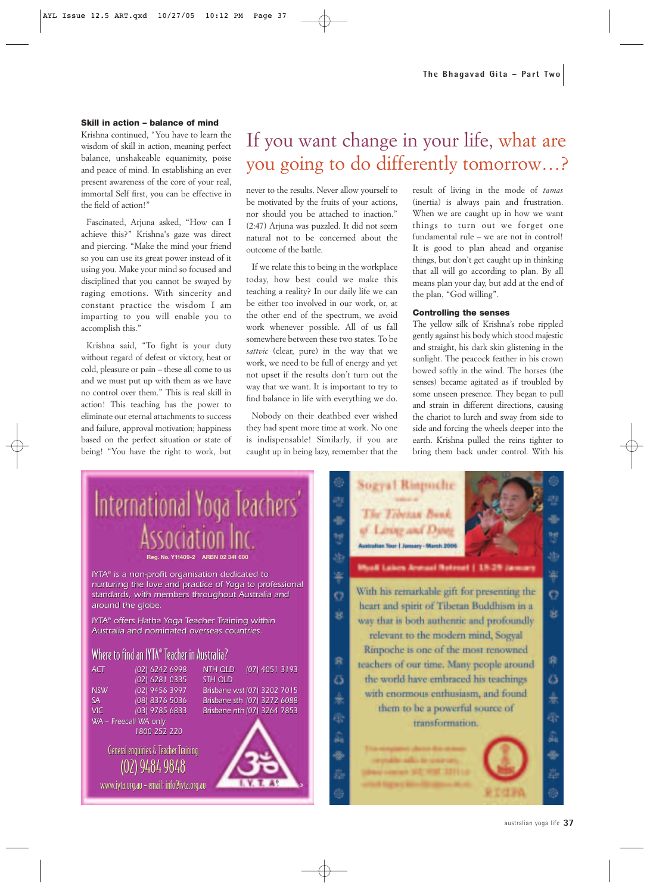## Skill in action – balance of mind

Krishna continued, "You have to learn the wisdom of skill in action, meaning perfect balance, unshakeable equanimity, poise and peace of mind. In establishing an ever present awareness of the core of your real, immortal Self first, you can be effective in the field of action!"

Fascinated, Arjuna asked, "How can I achieve this?" Krishna's gaze was direct and piercing. "Make the mind your friend so you can use its great power instead of it using you. Make your mind so focused and disciplined that you cannot be swayed by raging emotions. With sincerity and constant practice the wisdom I am imparting to you will enable you to accomplish this."

Krishna said, "To fight is your duty without regard of defeat or victory, heat or cold, pleasure or pain – these all come to us and we must put up with them as we have no control over them." This is real skill in action! This teaching has the power to eliminate our eternal attachments to success and failure, approval motivation; happiness based on the perfect situation or state of being! "You have the right to work, but never to the results. Never allow yourself to be motivated by the fruits of your actions, nor should you be attached to inaction." (2:47) Arjuna was puzzled. It did not seem natural not to be concerned about the outcome of the battle.

# If you want change in your life, what are you going to do differently tomorrow…?

If we relate this to being in the workplace today, how best could we make this teaching a reality? In our daily life we can be either too involved in our work, or, at the other end of the spectrum, we avoid work whenever possible. All of us fall somewhere between these two states. To be *sattvic* (clear, pure) in the way that we work, we need to be full of energy and yet not upset if the results don't turn out the way that we want. It is important to try to find balance in life with everything we do.

Nobody on their deathbed ever wished they had spent more time at work. No one is indispensable! Similarly, if you are caught up in being lazy, remember that the result of living in the mode of *tamas* (inertia) is always pain and frustration. When we are caught up in how we want things to turn out we forget one fundamental rule – we are not in control! It is good to plan ahead and organise things, but don't get caught up in thinking that all will go according to plan. By all means plan your day, but add at the end of the plan, "God willing".

## Controlling the senses

The yellow silk of Krishna's robe rippled gently against his body which stood majestic and straight, his dark skin glistening in the sunlight. The peacock feather in his crown bowed softly in the wind. The horses (the senses) became agitated as if troubled by some unseen presence. They began to pull and strain in different directions, causing the chariot to lurch and sway from side to side and forcing the wheels deeper into the earth. Krishna pulled the reins tighter to bring them back under control. With his

---

**International Yoga Teachers' Association Inc.**

Reg. No. Y11409-2 ARBN 02 341 600

IYTA® is a non-profit organisation dedicated to nurturing the love and practice of Yoga to professional standards, with members throughout Australia and around the globe.

IYTA® offers Hatha Yoga Teacher Training within Australia and nominated overseas countries.

**Where to find an IYTA® Teacher in Australia?**

| | | | |
|---|---|---|---|
| ACT | (02) 6242 6998 | NTH QLD | (07) 4051 3193 |
| | (02) 6281 0335 | STH QLD | |
| NSW | (02) 9456 3997 | Brisbane wst | (07) 3202 7015 |
| SA | (08) 8376 5036 | Brisbane sth | (07) 3272 6088 |
| VIC | (03) 9785 6833 | Brisbane nth | (07) 3264 7853 |
| WA – Freecall WA only | 1800 252 220 | | |

General enquiries & Teacher Training
(02) 9484 9848
www.iyta.org.au - email: info@iyta.org.au

---

**Sogyal Rinpoche**
author of
*The Tibetan Book of Living and Dying*
Australian Tour | January - March 2006
Myall Lakes Annual Retreat | 18-29 January

With his remarkable gift for presenting the heart and spirit of Tibetan Buddhism in a way that is both authentic and profoundly relevant to the modern mind, Sogyal Rinpoche is one of the most renowned teachers of our time. Many people around the world have embraced his teachings with enormous enthusiasm, and found them to be a powerful source of transformation.

RIGPA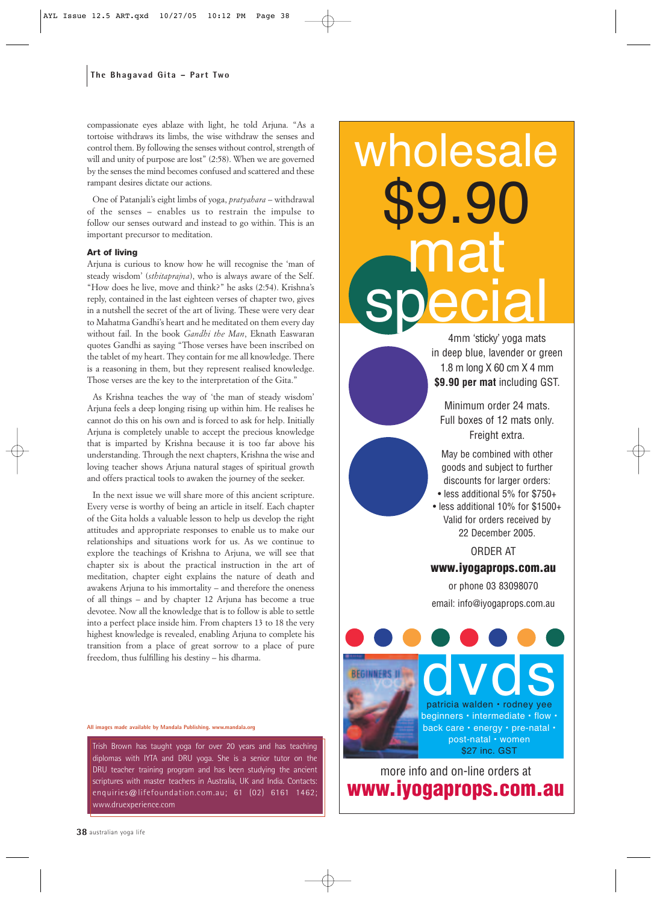compassionate eyes ablaze with light, he told Arjuna. "As a tortoise withdraws its limbs, the wise withdraw the senses and control them. By following the senses without control, strength of will and unity of purpose are lost" (2:58). When we are governed by the senses the mind becomes confused and scattered and these rampant desires dictate our actions.

One of Patanjali's eight limbs of yoga, *pratyahara* – withdrawal of the senses – enables us to restrain the impulse to follow our senses outward and instead to go within. This is an important precursor to meditation.

### Art of living

Arjuna is curious to know how he will recognise the 'man of steady wisdom' (*sthitaprajna*), who is always aware of the Self. "How does he live, move and think?" he asks (2:54). Krishna's reply, contained in the last eighteen verses of chapter two, gives in a nutshell the secret of the art of living. These were very dear to Mahatma Gandhi's heart and he meditated on them every day without fail. In the book *Gandhi the Man*, Eknath Easwaran quotes Gandhi as saying "Those verses have been inscribed on the tablet of my heart. They contain for me all knowledge. There is a reasoning in them, but they represent realised knowledge. Those verses are the key to the interpretation of the Gita."

As Krishna teaches the way of 'the man of steady wisdom' Arjuna feels a deep longing rising up within him. He realises he cannot do this on his own and is forced to ask for help. Initially Arjuna is completely unable to accept the precious knowledge that is imparted by Krishna because it is too far above his understanding. Through the next chapters, Krishna the wise and loving teacher shows Arjuna natural stages of spiritual growth and offers practical tools to awaken the journey of the seeker.

In the next issue we will share more of this ancient scripture. Every verse is worthy of being an article in itself. Each chapter of the Gita holds a valuable lesson to help us develop the right attitudes and appropriate responses to enable us to make our relationships and situations work for us. As we continue to explore the teachings of Krishna to Arjuna, we will see that chapter six is about the practical instruction in the art of meditation, chapter eight explains the nature of death and awakens Arjuna to his immortality – and therefore the oneness of all things – and by chapter 12 Arjuna has become a true devotee. Now all the knowledge that is to follow is able to settle into a perfect place inside him. From chapters 13 to 18 the very highest knowledge is revealed, enabling Arjuna to complete his transition from a place of great sorrow to a place of pure freedom, thus fulfilling his destiny – his dharma.

All images made available by Mandala Publishing. www.mandala.org

Trish Brown has taught yoga for over 20 years and has teaching diplomas with IYTA and DRU yoga. She is a senior tutor on the DRU teacher training program and has been studying the ancient scriptures with master teachers in Australia, UK and India. Contacts: enquiries@lifefoundation.com.au; 61 (02) 6161 1462; www.druexperience.com

---

wholesale $9.90 mat special

4mm 'sticky' yoga mats in deep blue, lavender or green
1.8 m long X 60 cm X 4 mm
**$9.90 per mat** including GST.

Minimum order 24 mats.
Full boxes of 12 mats only.
Freight extra.

May be combined with other goods and subject to further discounts for larger orders:
- less additional 5% for $750+
- less additional 10% for $1500+

Valid for orders received by 22 December 2005.

ORDER AT
**www.iyogaprops.com.au**
or phone 03 83098070
email: info@iyogaprops.com.au

dvds
patricia walden • rodney yee
beginners • intermediate • flow • back care • energy • pre-natal • post-natal • women
$27 inc. GST

more info and on-line orders at
**www.iyogaprops.com.au**